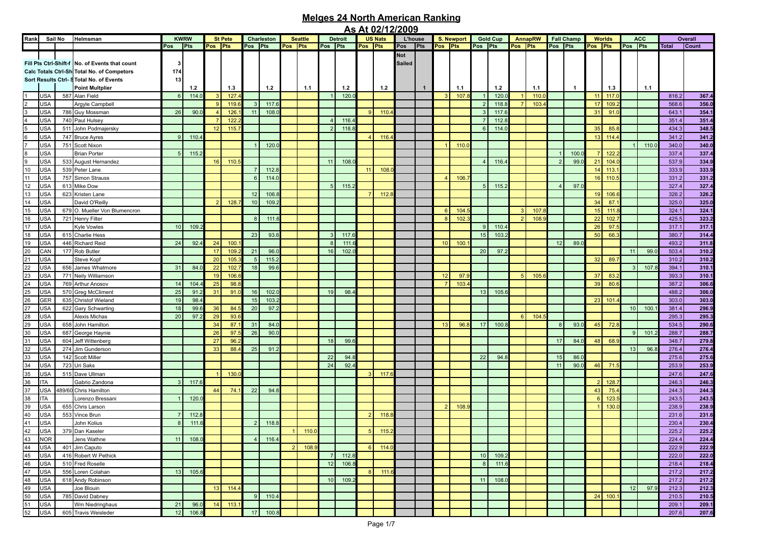# Melges 24 North American Ranking

## As At 02/12/2009

| Rank | Sail No | | Helmsman | KWRW | | St Pete | | Charleston | | Seattle | | Detroit | | US Nats | | L'house | | S. Newport | | Gold Cup | | AnnapRW | | Fall Champ | | Worlds | | ACC | | Overall | |
|---|---|---|---|---|---|---|---|---|---|---|---|---|---|---|---|---|---|---|---|---|---|---|---|---|---|---|---|---|---|---|---|
| | | | | Pos | Pts | Pos | Pts | Pos | Pts | Pos | Pts | Pos | Pts | Pos | Pts | Pos | Pts | Pos | Pts | Pos | Pts | Pos | Pts | Pos | Pts | Pos | Pts | Pos | Pts | Total | Count |
| Fill Pts Ctrl-Shift-f | | | No. of Events that count | 3 | | | | | | | | | | | | Not Sailed | | | | | | | | | | | | | | | |
| Calc Totals Ctrl-Sh | | | Total No. of Competors | 174 | | | | | | | | | | | | | | | | | | | | | | | | | | | |
| Sort Results Ctrl- S | | | Total No. of Events | 13 | | | | | | | | | | | | | | | | | | | | | | | | | | | |
| | | | Point Multplier | | 1.2 | | 1.3 | | 1.2 | | 1.1 | | 1.2 | | 1.2 | | 1 | | 1.1 | | 1.2 | | 1.1 | | 1 | | 1.3 | | 1.1 | | |
| 1 | USA | 587 | Alan Field | 6 | 114.0 | 3 | 127.4 | | | | | 1 | 120.0 | | | | | 3 | 107.8 | 1 | 120.0 | 1 | 110.0 | | | 11 | 117.0 | | | 816.2 | 367.4 |
| 2 | USA | | Argyle Campbell | | | 9 | 119.6 | 3 | 117.6 | | | | | | | | | | | 2 | 118.8 | 7 | 103.4 | | | 17 | 109.2 | | | 568.6 | 356.0 |
| 3 | USA | 786 | Guy Mossman | 26 | 90.0 | 4 | 126.1 | 11 | 108.0 | | | | | 9 | 110.4 | | | | | 3 | 117.6 | | | | | 31 | 91.0 | | | 643.1 | 354.1 |
| 4 | USA | 740 | Paul Hulsey | | | 7 | 122.2 | | | | | 4 | 116.4 | | | | | | | 7 | 112.8 | | | | | | | | | 351.4 | 351.4 |
| 5 | USA | 511 | John Podmajersky | | | 12 | 115.7 | | | | | 2 | 118.8 | | | | | | | 6 | 114.0 | | | | | 35 | 85.8 | | | 434.3 | 348.5 |
| 6 | USA | 747 | Bruce Ayres | 9 | 110.4 | | | | | | | | | 4 | 116.4 | | | | | | | | | | | 13 | 114.4 | | | 341.2 | 341.2 |
| 7 | USA | 751 | Scott Nixon | | | | | 1 | 120.0 | | | | | | | | | 1 | 110.0 | | | | | | | | | 1 | 110.0 | 340.0 | 340.0 |
| 8 | USA | | Brian Porter | 5 | 115.2 | | | | | | | | | | | | | | | | | | | 1 | 100.0 | 7 | 122.2 | | | 337.4 | 337.4 |
| 9 | USA | 533 | August Hernandez | | | 16 | 110.5 | | | | | 11 | 108.0 | | | | | | | 4 | 116.4 | | | 2 | 99.0 | 21 | 104.0 | | | 537.9 | 334.9 |
| 10 | USA | 539 | Peter Lane | | | | | 7 | 112.8 | | | | | 11 | 108.0 | | | | | | | | | | | 14 | 113.1 | | | 333.9 | 333.9 |
| 11 | USA | 757 | Simon Strauss | | | | | 6 | 114.0 | | | | | | | | | 4 | 106.7 | | | | | | | 16 | 110.5 | | | 331.2 | 331.2 |
| 12 | USA | 613 | Mike Dow | | | | | | | | | 5 | 115.2 | | | | | | | 5 | 115.2 | | | 4 | 97.0 | | | | | 327.4 | 327.4 |
| 13 | USA | 623 | Kristen Lane | | | | | 12 | 106.8 | | | | | 7 | 112.8 | | | | | | | | | | | 19 | 106.6 | | | 326.2 | 326.2 |
| 14 | USA | | David O'Reilly | | | 2 | 128.7 | 10 | 109.2 | | | | | | | | | | | | | | | | | 34 | 87.1 | | | 325.0 | 325.0 |
| 15 | USA | 679 | O. Mueller Von Blumencron | | | | | | | | | | | | | | | 6 | 104.5 | | | 3 | 107.8 | | | 15 | 111.8 | | | 324.1 | 324.1 |
| 16 | USA | 721 | Henry Filter | | | | | 8 | 111.6 | | | | | | | | | 8 | 102.3 | | | 2 | 108.9 | | | 22 | 102.7 | | | 425.5 | 323.2 |
| 17 | USA | | Kyle Vowles | 10 | 109.2 | | | | | | | | | | | | | | | 9 | 110.4 | | | | | 26 | 97.5 | | | 317.1 | 317.1 |
| 18 | USA | 615 | Charlie Hess | | | | | 23 | 93.6 | | | 3 | 117.6 | | | | | | | 15 | 103.2 | | | | | 50 | 66.3 | | | 380.7 | 314.4 |
| 19 | USA | 446 | Richard Reid | 24 | 92.4 | 24 | 100.1 | | | | | 8 | 111.6 | | | | | 10 | 100.1 | | | | | 12 | 89.0 | | | | | 493.2 | 311.8 |
| 20 | CAN | 177 | Rob Butler | | | 17 | 109.2 | 21 | 96.0 | | | 16 | 102.0 | | | | | | | 20 | 97.2 | | | | | | | 11 | 99.0 | 503.4 | 310.2 |
| 21 | USA | | Steve Kopf | | | 20 | 105.3 | 5 | 115.2 | | | | | | | | | | | | | | | | | 32 | 89.7 | | | 310.2 | 310.2 |
| 22 | USA | 656 | James Whatmore | 31 | 84.0 | 22 | 102.7 | 18 | 99.6 | | | | | | | | | | | | | | | | | | | 3 | 107.8 | 394.1 | 310.1 |
| 23 | USA | 771 | Neily Williamson | | | 19 | 106.6 | | | | | | | | | | | 12 | 97.9 | | | 5 | 105.6 | | | 37 | 83.2 | | | 393.3 | 310.1 |
| 24 | USA | 769 | Arthur Anosov | 14 | 104.4 | 25 | 98.8 | | | | | | | | | | | 7 | 103.4 | | | | | | | 39 | 80.6 | | | 387.2 | 306.6 |
| 25 | USA | 570 | Greg McCliment | 25 | 91.2 | 31 | 91.0 | 16 | 102.0 | | | 19 | 98.4 | | | | | | | 13 | 105.6 | | | | | | | | | 488.2 | 306.0 |
| 26 | GER | 635 | Christof Wieland | 19 | 98.4 | | | 15 | 103.2 | | | | | | | | | | | | | | | | | 23 | 101.4 | | | 303.0 | 303.0 |
| 27 | USA | 622 | Gary Schwarting | 18 | 99.6 | 36 | 84.5 | 20 | 97.2 | | | | | | | | | | | | | | | | | | | 10 | 100.1 | 381.4 | 296.9 |
| 28 | USA | | Alexis Michas | 20 | 97.2 | 29 | 93.6 | | | | | | | | | | | | | | | 6 | 104.5 | | | | | | | 295.3 | 295.3 |
| 29 | USA | 658 | John Hamilton | | | 34 | 87.1 | 31 | 84.0 | | | | | | | | | 13 | 96.8 | 17 | 100.8 | | | 8 | 93.0 | 45 | 72.8 | | | 534.5 | 290.6 |
| 30 | USA | 687 | George Haynie | | | 26 | 97.5 | 26 | 90.0 | | | | | | | | | | | | | | | | | | | 9 | 101.2 | 288.7 | 288.7 |
| 31 | USA | 604 | Jeff Wittenberg | | | 27 | 96.2 | | | | | 18 | 99.6 | | | | | | | | | | | 17 | 84.0 | 48 | 68.9 | | | 348.7 | 279.8 |
| 32 | USA | 274 | Jim Gunderson | | | 33 | 88.4 | 25 | 91.2 | | | | | | | | | | | | | | | | | | | 13 | 96.8 | 276.4 | 276.4 |
| 33 | USA | 142 | Scott Miller | | | | | | | | | 22 | 94.8 | | | | | | | 22 | 94.8 | | | 15 | 86.0 | | | | | 275.6 | 275.6 |
| 34 | USA | 723 | Uri Saks | | | | | | | | | 24 | 92.4 | | | | | | | | | | | 11 | 90.0 | 46 | 71.5 | | | 253.9 | 253.9 |
| 35 | USA | 515 | Dave Ullman | | | 1 | 130.0 | | | | | | | 3 | 117.6 | | | | | | | | | | | | | | | 247.6 | 247.6 |
| 36 | ITA | | Gabrio Zandona | 3 | 117.6 | | | | | | | | | | | | | | | | | | | | | 2 | 128.7 | | | 246.3 | 246.3 |
| 37 | USA | 489/60 | Chris Hamilton | | | 44 | 74.1 | 22 | 94.8 | | | | | | | | | | | | | | | | | 43 | 75.4 | | | 244.3 | 244.3 |
| 38 | ITA | | Lorenzo Bressani | 1 | 120.0 | | | | | | | | | | | | | | | | | | | | | 6 | 123.5 | | | 243.5 | 243.5 |
| 39 | USA | 655 | Chris Larson | | | | | | | | | | | | | | | 2 | 108.9 | | | | | | | 1 | 130.0 | | | 238.9 | 238.9 |
| 40 | USA | 553 | Vince Brun | 7 | 112.8 | | | | | | | | | 2 | 118.8 | | | | | | | | | | | | | | | 231.6 | 231.6 |
| 41 | USA | | John Kolius | 8 | 111.6 | | | 2 | 118.8 | | | | | | | | | | | | | | | | | | | | | 230.4 | 230.4 |
| 42 | USA | 379 | Dan Kaseler | | | | | | | 1 | 110.0 | | | 5 | 115.2 | | | | | | | | | | | | | | | 225.2 | 225.2 |
| 43 | NOR | | Jens Wathne | 11 | 108.0 | | | 4 | 116.4 | | | | | | | | | | | | | | | | | | | | | 224.4 | 224.4 |
| 44 | USA | 401 | Jim Caputo | | | | | | | 2 | 108.9 | | | 6 | 114.0 | | | | | | | | | | | | | | | 222.9 | 222.9 |
| 45 | USA | 416 | Robert W Pethick | | | | | | | | | 7 | 112.8 | | | | | | | 10 | 109.2 | | | | | | | | | 222.0 | 222.0 |
| 46 | USA | 510 | Fred Roselle | | | | | | | | | 12 | 106.8 | | | | | | | 8 | 111.6 | | | | | | | | | 218.4 | 218.4 |
| 47 | USA | 556 | Loren Colahan | 13 | 105.6 | | | | | | | | | 8 | 111.6 | | | | | | | | | | | | | | | 217.2 | 217.2 |
| 48 | USA | 618 | Andy Robinson | | | | | | | | | 10 | 109.2 | | | | | | | 11 | 108.0 | | | | | | | | | 217.2 | 217.2 |
| 49 | USA | | Joe Blouin | | | 13 | 114.4 | | | | | | | | | | | | | | | | | | | | | 12 | 97.9 | 212.3 | 212.3 |
| 50 | USA | 785 | David Dabney | | | | | 9 | 110.4 | | | | | | | | | | | | | | | | | 24 | 100.1 | | | 210.5 | 210.5 |
| 51 | USA | | Wm Niedringhaus | 21 | 96.0 | 14 | 113.1 | | | | | | | | | | | | | | | | | | | | | | | 209.1 | 209.1 |
| 52 | USA | 605 | Travis Weisleder | 12 | 106.8 | | | 17 | 100.8 | | | | | | | | | | | | | | | | | | | | | 207.6 | 207.6 |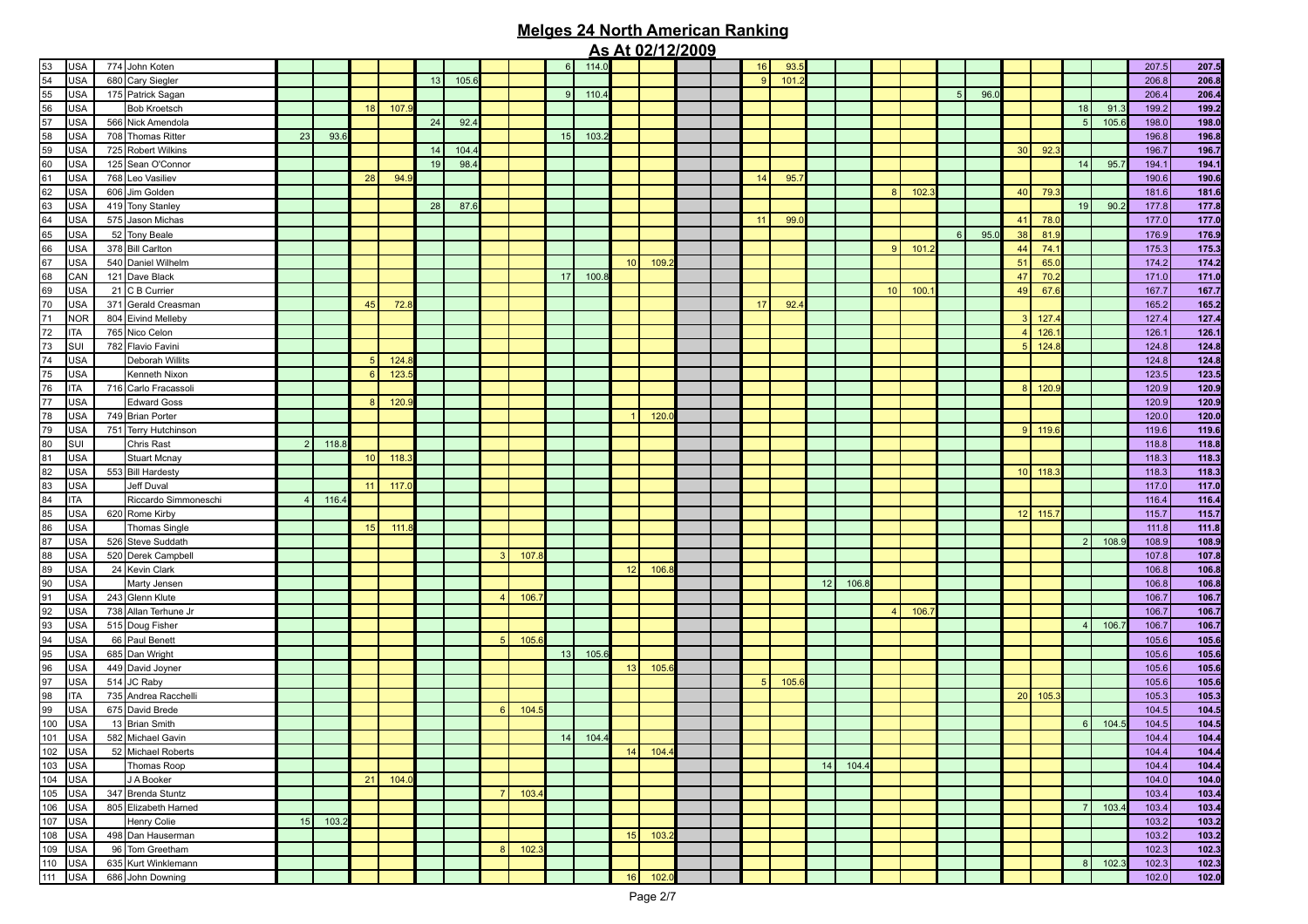# Melges 24 North American Ranking

## As At 02/12/2009

| | | | | | | | | | | | | | | | | | | | | | | | | | | | | | | | |
|---|---|---|---|---|---|---|---|---|---|---|---|---|---|---|---|---|---|---|---|---|---|---|---|---|---|---|---|---|---|---|---|
| 53 | USA | 774 | John Koten | | | | | | | | | 6 | 114.0 | | | | | 16 | 93.5 | | | | | | | | | | | 207.5 | 207.5 |
| 54 | USA | 680 | Cary Siegler | | | | | 13 | 105.6 | | | | | | | | | 9 | 101.2 | | | | | | | | | | | 206.8 | 206.8 |
| 55 | USA | 175 | Patrick Sagan | | | | | | | | | 9 | 110.4 | | | | | | | | | | | 5 | 96.0 | | | | | 206.4 | 206.4 |
| 56 | USA | | Bob Kroetsch | | | 18 | 107.9 | | | | | | | | | | | | | | | | | | | | | 18 | 91.3 | 199.2 | 199.2 |
| 57 | USA | 566 | Nick Amendola | | | | | 24 | 92.4 | | | | | | | | | | | | | | | | | | | 5 | 105.6 | 198.0 | 198.0 |
| 58 | USA | 708 | Thomas Ritter | 23 | 93.6 | | | | | | | 15 | 103.2 | | | | | | | | | | | | | | | | | 196.8 | 196.8 |
| 59 | USA | 725 | Robert Wilkins | | | | | 14 | 104.4 | | | | | | | | | | | | | | | | | 30 | 92.3 | | | 196.7 | 196.7 |
| 60 | USA | 125 | Sean O'Connor | | | | | 19 | 98.4 | | | | | | | | | | | | | | | | | | | 14 | 95.7 | 194.1 | 194.1 |
| 61 | USA | 768 | Leo Vasiliev | | | 28 | 94.9 | | | | | | | | | | | 14 | 95.7 | | | | | | | | | | | 190.6 | 190.6 |
| 62 | USA | 606 | Jim Golden | | | | | | | | | | | | | | | | | | | 8 | 102.3 | | | 40 | 79.3 | | | 181.6 | 181.6 |
| 63 | USA | 419 | Tony Stanley | | | | | 28 | 87.6 | | | | | | | | | | | | | | | | | | | 19 | 90.2 | 177.8 | 177.8 |
| 64 | USA | 575 | Jason Michas | | | | | | | | | | | | | | | 11 | 99.0 | | | | | | | 41 | 78.0 | | | 177.0 | 177.0 |
| 65 | USA | 52 | Tony Beale | | | | | | | | | | | | | | | | | | | | | 6 | 95.0 | 38 | 81.9 | | | 176.9 | 176.9 |
| 66 | USA | 378 | Bill Carlton | | | | | | | | | | | | | | | | | | | 9 | 101.2 | | | 44 | 74.1 | | | 175.3 | 175.3 |
| 67 | USA | 540 | Daniel Wilhelm | | | | | | | | | | | 10 | 109.2 | | | | | | | | | | | 51 | 65.0 | | | 174.2 | 174.2 |
| 68 | CAN | 121 | Dave Black | | | | | | | | | 17 | 100.8 | | | | | | | | | | | | | 47 | 70.2 | | | 171.0 | 171.0 |
| 69 | USA | 21 | C B Currier | | | | | | | | | | | | | | | | | | | 10 | 100.1 | | | 49 | 67.6 | | | 167.7 | 167.7 |
| 70 | USA | 371 | Gerald Creasman | | | 45 | 72.8 | | | | | | | | | | | 17 | 92.4 | | | | | | | | | | | 165.2 | 165.2 |
| 71 | NOR | 804 | Eivind Melleby | | | | | | | | | | | | | | | | | | | | | | | 3 | 127.4 | | | 127.4 | 127.4 |
| 72 | ITA | 765 | Nico Celon | | | | | | | | | | | | | | | | | | | | | | | 4 | 126.1 | | | 126.1 | 126.1 |
| 73 | SUI | 782 | Flavio Favini | | | | | | | | | | | | | | | | | | | | | | | 5 | 124.8 | | | 124.8 | 124.8 |
| 74 | USA | | Deborah Willits | | | 5 | 124.8 | | | | | | | | | | | | | | | | | | | | | | | 124.8 | 124.8 |
| 75 | USA | | Kenneth Nixon | | | 6 | 123.5 | | | | | | | | | | | | | | | | | | | | | | | 123.5 | 123.5 |
| 76 | ITA | 716 | Carlo Fracassoli | | | | | | | | | | | | | | | | | | | | | | | 8 | 120.9 | | | 120.9 | 120.9 |
| 77 | USA | | Edward Goss | | | 8 | 120.9 | | | | | | | | | | | | | | | | | | | | | | | 120.9 | 120.9 |
| 78 | USA | 749 | Brian Porter | | | | | | | | | | | 1 | 120.0 | | | | | | | | | | | | | | | 120.0 | 120.0 |
| 79 | USA | 751 | Terry Hutchinson | | | | | | | | | | | | | | | | | | | | | | | 9 | 119.6 | | | 119.6 | 119.6 |
| 80 | SUI | | Chris Rast | 2 | 118.8 | | | | | | | | | | | | | | | | | | | | | | | | | 118.8 | 118.8 |
| 81 | USA | | Stuart Mcnay | | | 10 | 118.3 | | | | | | | | | | | | | | | | | | | | | | | 118.3 | 118.3 |
| 82 | USA | 553 | Bill Hardesty | | | | | | | | | | | | | | | | | | | | | | | 10 | 118.3 | | | 118.3 | 118.3 |
| 83 | USA | | Jeff Duval | | | 11 | 117.0 | | | | | | | | | | | | | | | | | | | | | | | 117.0 | 117.0 |
| 84 | ITA | | Riccardo Simmoneschi | 4 | 116.4 | | | | | | | | | | | | | | | | | | | | | | | | | 116.4 | 116.4 |
| 85 | USA | 620 | Rome Kirby | | | | | | | | | | | | | | | | | | | | | | | 12 | 115.7 | | | 115.7 | 115.7 |
| 86 | USA | | Thomas Single | | | 15 | 111.8 | | | | | | | | | | | | | | | | | | | | | | | 111.8 | 111.8 |
| 87 | USA | 526 | Steve Suddath | | | | | | | | | | | | | | | | | | | | | | | | | 2 | 108.9 | 108.9 | 108.9 |
| 88 | USA | 520 | Derek Campbell | | | | | | | 3 | 107.8 | | | | | | | | | | | | | | | | | | | 107.8 | 107.8 |
| 89 | USA | 24 | Kevin Clark | | | | | | | | | | | 12 | 106.8 | | | | | | | | | | | | | | | 106.8 | 106.8 |
| 90 | USA | | Marty Jensen | | | | | | | | | | | | | | | | | 12 | 106.8 | | | | | | | | | 106.8 | 106.8 |
| 91 | USA | 243 | Glenn Klute | | | | | | | 4 | 106.7 | | | | | | | | | | | | | | | | | | | 106.7 | 106.7 |
| 92 | USA | 738 | Allan Terhune Jr | | | | | | | | | | | | | | | | | | | 4 | 106.7 | | | | | | | 106.7 | 106.7 |
| 93 | USA | 515 | Doug Fisher | | | | | | | | | | | | | | | | | | | | | | | | | 4 | 106.7 | 106.7 | 106.7 |
| 94 | USA | 66 | Paul Benett | | | | | | | 5 | 105.6 | | | | | | | | | | | | | | | | | | | 105.6 | 105.6 |
| 95 | USA | 685 | Dan Wright | | | | | | | | | 13 | 105.6 | | | | | | | | | | | | | | | | | 105.6 | 105.6 |
| 96 | USA | 449 | David Joyner | | | | | | | | | | | 13 | 105.6 | | | | | | | | | | | | | | | 105.6 | 105.6 |
| 97 | USA | 514 | JC Raby | | | | | | | | | | | | | | | 5 | 105.6 | | | | | | | | | | | 105.6 | 105.6 |
| 98 | ITA | 735 | Andrea Racchelli | | | | | | | | | | | | | | | | | | | | | | | 20 | 105.3 | | | 105.3 | 105.3 |
| 99 | USA | 675 | David Brede | | | | | | | 6 | 104.5 | | | | | | | | | | | | | | | | | | | 104.5 | 104.5 |
| 100 | USA | 13 | Brian Smith | | | | | | | | | | | | | | | | | | | | | | | | | 6 | 104.5 | 104.5 | 104.5 |
| 101 | USA | 582 | Michael Gavin | | | | | | | | | 14 | 104.4 | | | | | | | | | | | | | | | | | 104.4 | 104.4 |
| 102 | USA | 52 | Michael Roberts | | | | | | | | | | | 14 | 104.4 | | | | | | | | | | | | | | | 104.4 | 104.4 |
| 103 | USA | | Thomas Roop | | | | | | | | | | | | | | | | | 14 | 104.4 | | | | | | | | | 104.4 | 104.4 |
| 104 | USA | | J A Booker | | | 21 | 104.0 | | | | | | | | | | | | | | | | | | | | | | | 104.0 | 104.0 |
| 105 | USA | 347 | Brenda Stuntz | | | | | | | 7 | 103.4 | | | | | | | | | | | | | | | | | | | 103.4 | 103.4 |
| 106 | USA | 805 | Elizabeth Harned | | | | | | | | | | | | | | | | | | | | | | | | | 7 | 103.4 | 103.4 | 103.4 |
| 107 | USA | | Henry Colie | 15 | 103.2 | | | | | | | | | | | | | | | | | | | | | | | | | 103.2 | 103.2 |
| 108 | USA | 498 | Dan Hauserman | | | | | | | | | | | 15 | 103.2 | | | | | | | | | | | | | | | 103.2 | 103.2 |
| 109 | USA | 96 | Tom Greetham | | | | | | | 8 | 102.3 | | | | | | | | | | | | | | | | | | | 102.3 | 102.3 |
| 110 | USA | 635 | Kurt Winklemann | | | | | | | | | | | | | | | | | | | | | | | | | 8 | 102.3 | 102.3 | 102.3 |
| 111 | USA | 686 | John Downing | | | | | | | | | | | 16 | 102.0 | | | | | | | | | | | | | | | 102.0 | 102.0 |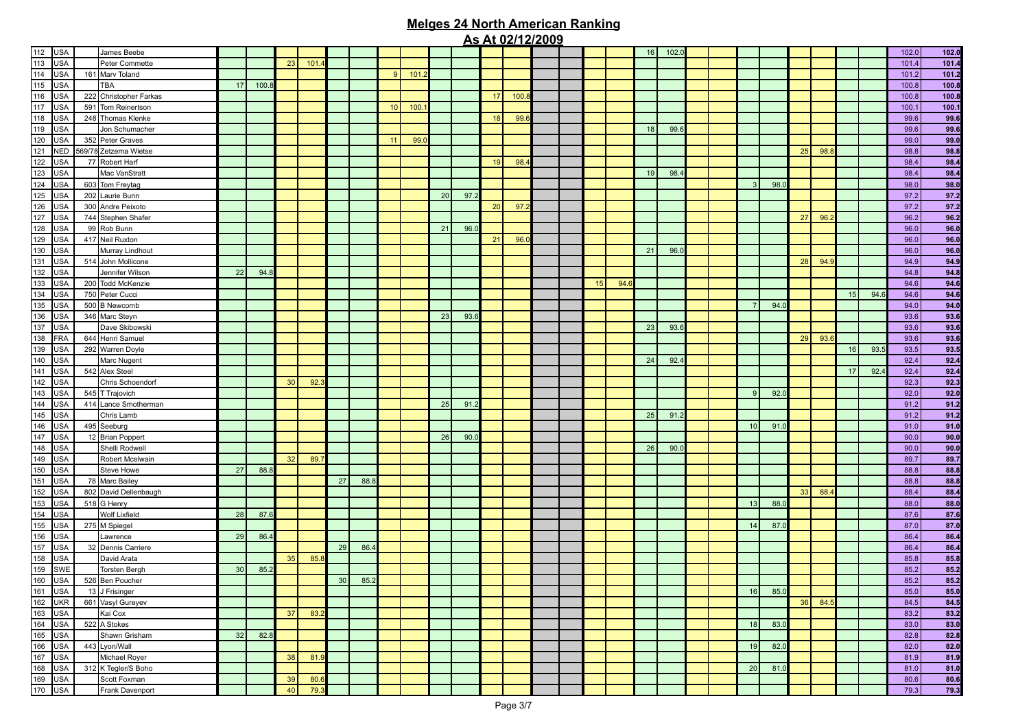# Melges 24 North American Ranking

## As At 02/12/2009

| | | | | | | | | | | | | | | | | | | | | | | | | | | | | | | | |
|---|---|---|---|---|---|---|---|---|---|---|---|---|---|---|---|---|---|---|---|---|---|---|---|---|---|---|---|---|---|---|---|
| 112 | USA | | James Beebe | | | | | | | | | | | | | | | | | 16 | 102.0 | | | | | | | | | 102.0 | 102.0 |
| 113 | USA | | Peter Commette | | | 23 | 101.4 | | | | | | | | | | | | | | | | | | | | | | | 101.4 | 101.4 |
| 114 | USA | 161 | Marv Toland | | | | | | | 9 | 101.2 | | | | | | | | | | | | | | | | | | | 101.2 | 101.2 |
| 115 | USA | | TBA | 17 | 100.8 | | | | | | | | | | | | | | | | | | | | | | | | | 100.8 | 100.8 |
| 116 | USA | 222 | Christopher Farkas | | | | | | | | | | | 17 | 100.8 | | | | | | | | | | | | | | | 100.8 | 100.8 |
| 117 | USA | 591 | Tom Reinertson | | | | | | | 10 | 100.1 | | | | | | | | | | | | | | | | | | | 100.1 | 100.1 |
| 118 | USA | 248 | Thomas Klenke | | | | | | | | | | | 18 | 99.6 | | | | | | | | | | | | | | | 99.6 | 99.6 |
| 119 | USA | | Jon Schumacher | | | | | | | | | | | | | | | | | 18 | 99.6 | | | | | | | | | 99.6 | 99.6 |
| 120 | USA | 352 | Peter Graves | | | | | | | 11 | 99.0 | | | | | | | | | | | | | | | | | | | 99.0 | 99.0 |
| 121 | NED | 569/78 | Zetzema Wietse | | | | | | | | | | | | | | | | | | | | | | | 25 | 98.8 | | | 98.8 | 98.8 |
| 122 | USA | 77 | Robert Harf | | | | | | | | | | | 19 | 98.4 | | | | | | | | | | | | | | | 98.4 | 98.4 |
| 123 | USA | | Mac VanStratt | | | | | | | | | | | | | | | | | 19 | 98.4 | | | | | | | | | 98.4 | 98.4 |
| 124 | USA | 603 | Tom Freytag | | | | | | | | | | | | | | | | | | | | | 3 | 98.0 | | | | | 98.0 | 98.0 |
| 125 | USA | 202 | Laurie Bunn | | | | | | | | | 20 | 97.2 | | | | | | | | | | | | | | | | | 97.2 | 97.2 |
| 126 | USA | 300 | Andre Peixoto | | | | | | | | | | | 20 | 97.2 | | | | | | | | | | | | | | | 97.2 | 97.2 |
| 127 | USA | 744 | Stephen Shafer | | | | | | | | | | | | | | | | | | | | | | | 27 | 96.2 | | | 96.2 | 96.2 |
| 128 | USA | 99 | Rob Bunn | | | | | | | | | 21 | 96.0 | | | | | | | | | | | | | | | | | 96.0 | 96.0 |
| 129 | USA | 417 | Neil Ruxton | | | | | | | | | | | 21 | 96.0 | | | | | | | | | | | | | | | 96.0 | 96.0 |
| 130 | USA | | Murray Lindhout | | | | | | | | | | | | | | | | | 21 | 96.0 | | | | | | | | | 96.0 | 96.0 |
| 131 | USA | 514 | John Mollicone | | | | | | | | | | | | | | | | | | | | | | | 28 | 94.9 | | | 94.9 | 94.9 |
| 132 | USA | | Jennifer Wilson | 22 | 94.8 | | | | | | | | | | | | | | | | | | | | | | | | | 94.8 | 94.8 |
| 133 | USA | 200 | Todd McKenzie | | | | | | | | | | | | | | | 15 | 94.6 | | | | | | | | | | | 94.6 | 94.6 |
| 134 | USA | 750 | Peter Cucci | | | | | | | | | | | | | | | | | | | | | | | | | 15 | 94.6 | 94.6 | 94.6 |
| 135 | USA | 500 | B Newcomb | | | | | | | | | | | | | | | | | | | | | 7 | 94.0 | | | | | 94.0 | 94.0 |
| 136 | USA | 346 | Marc Steyn | | | | | | | | | 23 | 93.6 | | | | | | | | | | | | | | | | | 93.6 | 93.6 |
| 137 | USA | | Dave Skibowski | | | | | | | | | | | | | | | | | 23 | 93.6 | | | | | | | | | 93.6 | 93.6 |
| 138 | FRA | 644 | Henri Samuel | | | | | | | | | | | | | | | | | | | | | | | 29 | 93.6 | | | 93.6 | 93.6 |
| 139 | USA | 292 | Warren Doyle | | | | | | | | | | | | | | | | | | | | | | | | | 16 | 93.5 | 93.5 | 93.5 |
| 140 | USA | | Marc Nugent | | | | | | | | | | | | | | | | | 24 | 92.4 | | | | | | | | | 92.4 | 92.4 |
| 141 | USA | 542 | Alex Steel | | | | | | | | | | | | | | | | | | | | | | | | | 17 | 92.4 | 92.4 | 92.4 |
| 142 | USA | | Chris Schoendorf | | | 30 | 92.3 | | | | | | | | | | | | | | | | | | | | | | | 92.3 | 92.3 |
| 143 | USA | 545 | T Trajovich | | | | | | | | | | | | | | | | | | | | | 9 | 92.0 | | | | | 92.0 | 92.0 |
| 144 | USA | 414 | Lance Smotherman | | | | | | | | | 25 | 91.2 | | | | | | | | | | | | | | | | | 91.2 | 91.2 |
| 145 | USA | | Chris Lamb | | | | | | | | | | | | | | | | | 25 | 91.2 | | | | | | | | | 91.2 | 91.2 |
| 146 | USA | 495 | Seeburg | | | | | | | | | | | | | | | | | | | | | 10 | 91.0 | | | | | 91.0 | 91.0 |
| 147 | USA | 12 | Brian Poppert | | | | | | | | | 26 | 90.0 | | | | | | | | | | | | | | | | | 90.0 | 90.0 |
| 148 | USA | | Shelli Rodwell | | | | | | | | | | | | | | | | | 26 | 90.0 | | | | | | | | | 90.0 | 90.0 |
| 149 | USA | | Robert Mcelwain | | | 32 | 89.7 | | | | | | | | | | | | | | | | | | | | | | | 89.7 | 89.7 |
| 150 | USA | | Steve Howe | 27 | 88.8 | | | | | | | | | | | | | | | | | | | | | | | | | 88.8 | 88.8 |
| 151 | USA | 78 | Marc Bailey | | | | | 27 | 88.8 | | | | | | | | | | | | | | | | | | | | | 88.8 | 88.8 |
| 152 | USA | 802 | David Dellenbaugh | | | | | | | | | | | | | | | | | | | | | | | 33 | 88.4 | | | 88.4 | 88.4 |
| 153 | USA | 518 | G Henry | | | | | | | | | | | | | | | | | | | | | 13 | 88.0 | | | | | 88.0 | 88.0 |
| 154 | USA | | Wolf Lixfield | 28 | 87.6 | | | | | | | | | | | | | | | | | | | | | | | | | 87.6 | 87.6 |
| 155 | USA | 275 | M Spiegel | | | | | | | | | | | | | | | | | | | | | 14 | 87.0 | | | | | 87.0 | 87.0 |
| 156 | USA | | Lawrence | 29 | 86.4 | | | | | | | | | | | | | | | | | | | | | | | | | 86.4 | 86.4 |
| 157 | USA | 32 | Dennis Carriere | | | | | 29 | 86.4 | | | | | | | | | | | | | | | | | | | | | 86.4 | 86.4 |
| 158 | USA | | David Arata | | | 35 | 85.8 | | | | | | | | | | | | | | | | | | | | | | | 85.8 | 85.8 |
| 159 | SWE | | Torsten Bergh | 30 | 85.2 | | | | | | | | | | | | | | | | | | | | | | | | | 85.2 | 85.2 |
| 160 | USA | 526 | Ben Poucher | | | | | 30 | 85.2 | | | | | | | | | | | | | | | | | | | | | 85.2 | 85.2 |
| 161 | USA | 13 | J Frisinger | | | | | | | | | | | | | | | | | | | | | 16 | 85.0 | | | | | 85.0 | 85.0 |
| 162 | UKR | 661 | Vasyl Gureyev | | | | | | | | | | | | | | | | | | | | | | | 36 | 84.5 | | | 84.5 | 84.5 |
| 163 | USA | | Kai Cox | | | 37 | 83.2 | | | | | | | | | | | | | | | | | | | | | | | 83.2 | 83.2 |
| 164 | USA | 522 | A Stokes | | | | | | | | | | | | | | | | | | | | | 18 | 83.0 | | | | | 83.0 | 83.0 |
| 165 | USA | | Shawn Grisham | 32 | 82.8 | | | | | | | | | | | | | | | | | | | | | | | | | 82.8 | 82.8 |
| 166 | USA | 443 | Lyon/Wall | | | | | | | | | | | | | | | | | | | | | 19 | 82.0 | | | | | 82.0 | 82.0 |
| 167 | USA | | Michael Royer | | | 38 | 81.9 | | | | | | | | | | | | | | | | | | | | | | | 81.9 | 81.9 |
| 168 | USA | 312 | K Tegler/S Boho | | | | | | | | | | | | | | | | | | | | | 20 | 81.0 | | | | | 81.0 | 81.0 |
| 169 | USA | | Scott Foxman | | | 39 | 80.6 | | | | | | | | | | | | | | | | | | | | | | | 80.6 | 80.6 |
| 170 | USA | | Frank Davenport | | | 40 | 79.3 | | | | | | | | | | | | | | | | | | | | | | | 79.3 | 79.3 |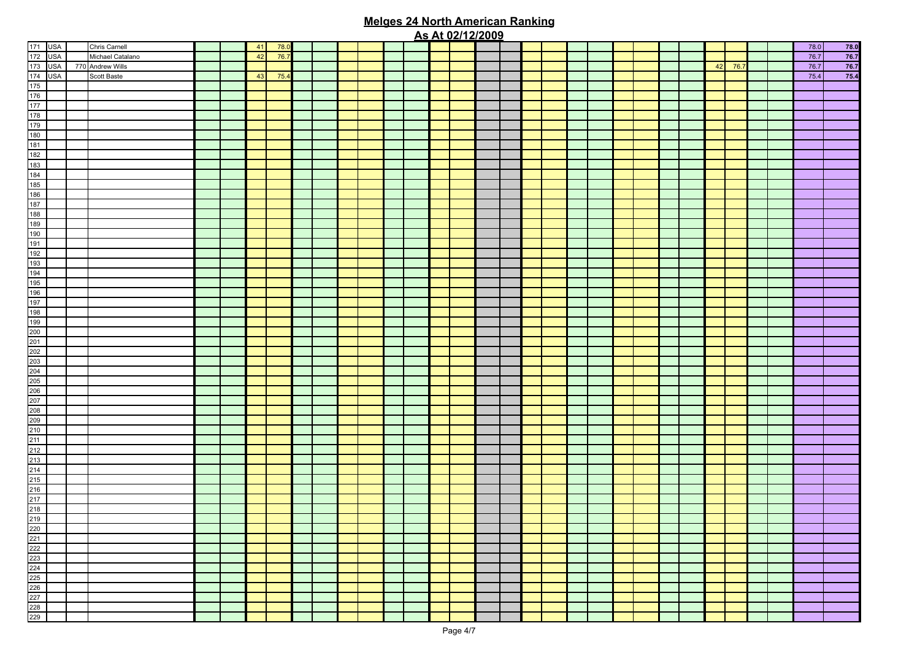# Melges 24 North American Ranking

## As At 02/12/2009

| | | | | | | | | | | | | | | | | | | | | | | | | | | | | | | | |
|---|---|---|---|---|---|---|---|---|---|---|---|---|---|---|---|---|---|---|---|---|---|---|---|---|---|---|---|---|---|---|---|
| 171 | USA | | Chris Carnell | | | 41 | 78.0 | | | | | | | | | | | | | | | | | | | | | | | 78.0 | 78.0 |
| 172 | USA | | Michael Catalano | | | 42 | 76.7 | | | | | | | | | | | | | | | | | | | | | | | 76.7 | 76.7 |
| 173 | USA | 770 | Andrew Wills | | | | | | | | | | | | | | | | | | | | | | | 42 | 76.7 | | | 76.7 | 76.7 |
| 174 | USA | | Scott Baste | | | 43 | 75.4 | | | | | | | | | | | | | | | | | | | | | | | 75.4 | 75.4 |
| 175 | | | | | | | | | | | | | | | | | | | | | | | | | | | | | | | |
| 176 | | | | | | | | | | | | | | | | | | | | | | | | | | | | | | | |
| 177 | | | | | | | | | | | | | | | | | | | | | | | | | | | | | | | |
| 178 | | | | | | | | | | | | | | | | | | | | | | | | | | | | | | | |
| 179 | | | | | | | | | | | | | | | | | | | | | | | | | | | | | | | |
| 180 | | | | | | | | | | | | | | | | | | | | | | | | | | | | | | | |
| 181 | | | | | | | | | | | | | | | | | | | | | | | | | | | | | | | |
| 182 | | | | | | | | | | | | | | | | | | | | | | | | | | | | | | | |
| 183 | | | | | | | | | | | | | | | | | | | | | | | | | | | | | | | |
| 184 | | | | | | | | | | | | | | | | | | | | | | | | | | | | | | | |
| 185 | | | | | | | | | | | | | | | | | | | | | | | | | | | | | | | |
| 186 | | | | | | | | | | | | | | | | | | | | | | | | | | | | | | | |
| 187 | | | | | | | | | | | | | | | | | | | | | | | | | | | | | | | |
| 188 | | | | | | | | | | | | | | | | | | | | | | | | | | | | | | | |
| 189 | | | | | | | | | | | | | | | | | | | | | | | | | | | | | | | |
| 190 | | | | | | | | | | | | | | | | | | | | | | | | | | | | | | | |
| 191 | | | | | | | | | | | | | | | | | | | | | | | | | | | | | | | |
| 192 | | | | | | | | | | | | | | | | | | | | | | | | | | | | | | | |
| 193 | | | | | | | | | | | | | | | | | | | | | | | | | | | | | | | |
| 194 | | | | | | | | | | | | | | | | | | | | | | | | | | | | | | | |
| 195 | | | | | | | | | | | | | | | | | | | | | | | | | | | | | | | |
| 196 | | | | | | | | | | | | | | | | | | | | | | | | | | | | | | | |
| 197 | | | | | | | | | | | | | | | | | | | | | | | | | | | | | | | |
| 198 | | | | | | | | | | | | | | | | | | | | | | | | | | | | | | | |
| 199 | | | | | | | | | | | | | | | | | | | | | | | | | | | | | | | |
| 200 | | | | | | | | | | | | | | | | | | | | | | | | | | | | | | | |
| 201 | | | | | | | | | | | | | | | | | | | | | | | | | | | | | | | |
| 202 | | | | | | | | | | | | | | | | | | | | | | | | | | | | | | | |
| 203 | | | | | | | | | | | | | | | | | | | | | | | | | | | | | | | |
| 204 | | | | | | | | | | | | | | | | | | | | | | | | | | | | | | | |
| 205 | | | | | | | | | | | | | | | | | | | | | | | | | | | | | | | |
| 206 | | | | | | | | | | | | | | | | | | | | | | | | | | | | | | | |
| 207 | | | | | | | | | | | | | | | | | | | | | | | | | | | | | | | |
| 208 | | | | | | | | | | | | | | | | | | | | | | | | | | | | | | | |
| 209 | | | | | | | | | | | | | | | | | | | | | | | | | | | | | | | |
| 210 | | | | | | | | | | | | | | | | | | | | | | | | | | | | | | | |
| 211 | | | | | | | | | | | | | | | | | | | | | | | | | | | | | | | |
| 212 | | | | | | | | | | | | | | | | | | | | | | | | | | | | | | | |
| 213 | | | | | | | | | | | | | | | | | | | | | | | | | | | | | | | |
| 214 | | | | | | | | | | | | | | | | | | | | | | | | | | | | | | | |
| 215 | | | | | | | | | | | | | | | | | | | | | | | | | | | | | | | |
| 216 | | | | | | | | | | | | | | | | | | | | | | | | | | | | | | | |
| 217 | | | | | | | | | | | | | | | | | | | | | | | | | | | | | | | |
| 218 | | | | | | | | | | | | | | | | | | | | | | | | | | | | | | | |
| 219 | | | | | | | | | | | | | | | | | | | | | | | | | | | | | | | |
| 220 | | | | | | | | | | | | | | | | | | | | | | | | | | | | | | | |
| 221 | | | | | | | | | | | | | | | | | | | | | | | | | | | | | | | |
| 222 | | | | | | | | | | | | | | | | | | | | | | | | | | | | | | | |
| 223 | | | | | | | | | | | | | | | | | | | | | | | | | | | | | | | |
| 224 | | | | | | | | | | | | | | | | | | | | | | | | | | | | | | | |
| 225 | | | | | | | | | | | | | | | | | | | | | | | | | | | | | | | |
| 226 | | | | | | | | | | | | | | | | | | | | | | | | | | | | | | | |
| 227 | | | | | | | | | | | | | | | | | | | | | | | | | | | | | | | |
| 228 | | | | | | | | | | | | | | | | | | | | | | | | | | | | | | | |
| 229 | | | | | | | | | | | | | | | | | | | | | | | | | | | | | | | |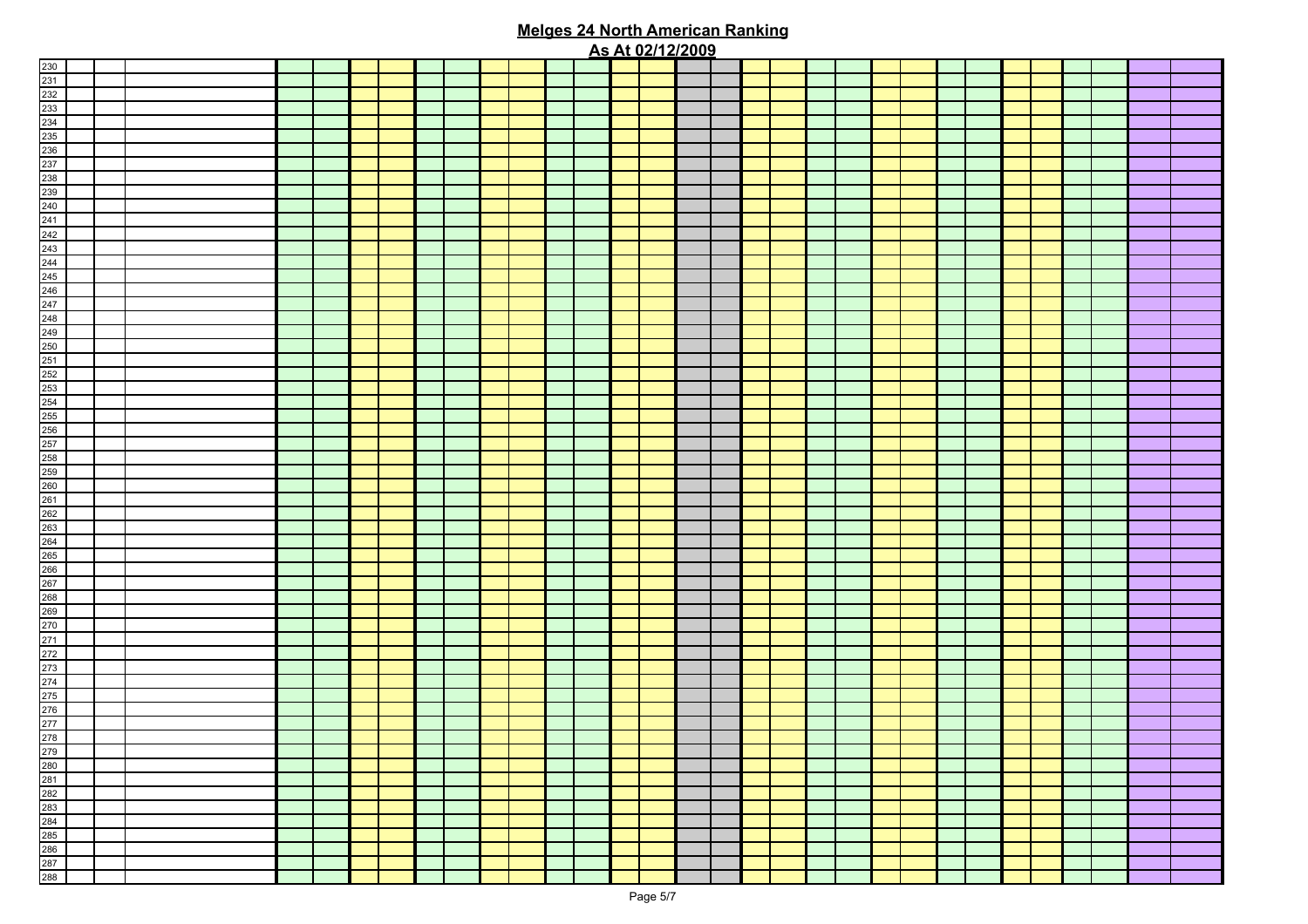# Melges 24 North American Ranking

## As At 02/12/2009

| | | | | | | | | | | | | | | | | | | | | | | | | | | | | | | | |
|---|---|---|---|---|---|---|---|---|---|---|---|---|---|---|---|---|---|---|---|---|---|---|---|---|---|---|---|---|---|---|---|
| 230 | | | | | | | | | | | | | | | | | | | | | | | | | | | | | | | |
| 231 | | | | | | | | | | | | | | | | | | | | | | | | | | | | | | | |
| 232 | | | | | | | | | | | | | | | | | | | | | | | | | | | | | | | |
| 233 | | | | | | | | | | | | | | | | | | | | | | | | | | | | | | | |
| 234 | | | | | | | | | | | | | | | | | | | | | | | | | | | | | | | |
| 235 | | | | | | | | | | | | | | | | | | | | | | | | | | | | | | | |
| 236 | | | | | | | | | | | | | | | | | | | | | | | | | | | | | | | |
| 237 | | | | | | | | | | | | | | | | | | | | | | | | | | | | | | | |
| 238 | | | | | | | | | | | | | | | | | | | | | | | | | | | | | | | |
| 239 | | | | | | | | | | | | | | | | | | | | | | | | | | | | | | | |
| 240 | | | | | | | | | | | | | | | | | | | | | | | | | | | | | | | |
| 241 | | | | | | | | | | | | | | | | | | | | | | | | | | | | | | | |
| 242 | | | | | | | | | | | | | | | | | | | | | | | | | | | | | | | |
| 243 | | | | | | | | | | | | | | | | | | | | | | | | | | | | | | | |
| 244 | | | | | | | | | | | | | | | | | | | | | | | | | | | | | | | |
| 245 | | | | | | | | | | | | | | | | | | | | | | | | | | | | | | | |
| 246 | | | | | | | | | | | | | | | | | | | | | | | | | | | | | | | |
| 247 | | | | | | | | | | | | | | | | | | | | | | | | | | | | | | | |
| 248 | | | | | | | | | | | | | | | | | | | | | | | | | | | | | | | |
| 249 | | | | | | | | | | | | | | | | | | | | | | | | | | | | | | | |
| 250 | | | | | | | | | | | | | | | | | | | | | | | | | | | | | | | |
| 251 | | | | | | | | | | | | | | | | | | | | | | | | | | | | | | | |
| 252 | | | | | | | | | | | | | | | | | | | | | | | | | | | | | | | |
| 253 | | | | | | | | | | | | | | | | | | | | | | | | | | | | | | | |
| 254 | | | | | | | | | | | | | | | | | | | | | | | | | | | | | | | |
| 255 | | | | | | | | | | | | | | | | | | | | | | | | | | | | | | | |
| 256 | | | | | | | | | | | | | | | | | | | | | | | | | | | | | | | |
| 257 | | | | | | | | | | | | | | | | | | | | | | | | | | | | | | | |
| 258 | | | | | | | | | | | | | | | | | | | | | | | | | | | | | | | |
| 259 | | | | | | | | | | | | | | | | | | | | | | | | | | | | | | | |
| 260 | | | | | | | | | | | | | | | | | | | | | | | | | | | | | | | |
| 261 | | | | | | | | | | | | | | | | | | | | | | | | | | | | | | | |
| 262 | | | | | | | | | | | | | | | | | | | | | | | | | | | | | | | |
| 263 | | | | | | | | | | | | | | | | | | | | | | | | | | | | | | | |
| 264 | | | | | | | | | | | | | | | | | | | | | | | | | | | | | | | |
| 265 | | | | | | | | | | | | | | | | | | | | | | | | | | | | | | | |
| 266 | | | | | | | | | | | | | | | | | | | | | | | | | | | | | | | |
| 267 | | | | | | | | | | | | | | | | | | | | | | | | | | | | | | | |
| 268 | | | | | | | | | | | | | | | | | | | | | | | | | | | | | | | |
| 269 | | | | | | | | | | | | | | | | | | | | | | | | | | | | | | | |
| 270 | | | | | | | | | | | | | | | | | | | | | | | | | | | | | | | |
| 271 | | | | | | | | | | | | | | | | | | | | | | | | | | | | | | | |
| 272 | | | | | | | | | | | | | | | | | | | | | | | | | | | | | | | |
| 273 | | | | | | | | | | | | | | | | | | | | | | | | | | | | | | | |
| 274 | | | | | | | | | | | | | | | | | | | | | | | | | | | | | | | |
| 275 | | | | | | | | | | | | | | | | | | | | | | | | | | | | | | | |
| 276 | | | | | | | | | | | | | | | | | | | | | | | | | | | | | | | |
| 277 | | | | | | | | | | | | | | | | | | | | | | | | | | | | | | | |
| 278 | | | | | | | | | | | | | | | | | | | | | | | | | | | | | | | |
| 279 | | | | | | | | | | | | | | | | | | | | | | | | | | | | | | | |
| 280 | | | | | | | | | | | | | | | | | | | | | | | | | | | | | | | |
| 281 | | | | | | | | | | | | | | | | | | | | | | | | | | | | | | | |
| 282 | | | | | | | | | | | | | | | | | | | | | | | | | | | | | | | |
| 283 | | | | | | | | | | | | | | | | | | | | | | | | | | | | | | | |
| 284 | | | | | | | | | | | | | | | | | | | | | | | | | | | | | | | |
| 285 | | | | | | | | | | | | | | | | | | | | | | | | | | | | | | | |
| 286 | | | | | | | | | | | | | | | | | | | | | | | | | | | | | | | |
| 287 | | | | | | | | | | | | | | | | | | | | | | | | | | | | | | | |
| 288 | | | | | | | | | | | | | | | | | | | | | | | | | | | | | | | |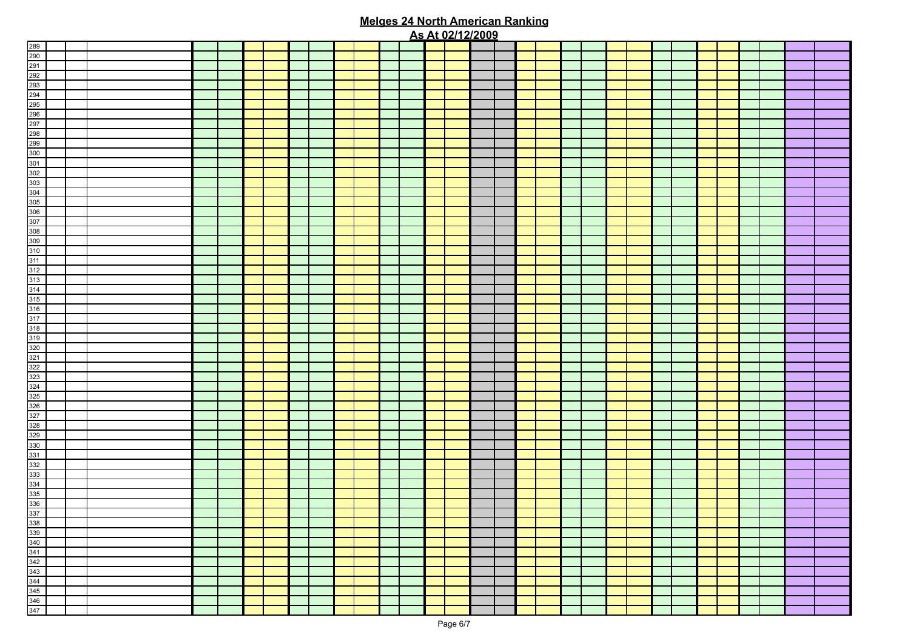## Melges 24 North American Ranking

## As At 02/12/2009

| | | | | | | | | | | | | | | | | | | | | | | | | | | | | | | | |
|---|---|---|---|---|---|---|---|---|---|---|---|---|---|---|---|---|---|---|---|---|---|---|---|---|---|---|---|---|---|---|---|
| 289 | | | | | | | | | | | | | | | | | | | | | | | | | | | | | | | |
| 290 | | | | | | | | | | | | | | | | | | | | | | | | | | | | | | | |
| 291 | | | | | | | | | | | | | | | | | | | | | | | | | | | | | | | |
| 292 | | | | | | | | | | | | | | | | | | | | | | | | | | | | | | | |
| 293 | | | | | | | | | | | | | | | | | | | | | | | | | | | | | | | |
| 294 | | | | | | | | | | | | | | | | | | | | | | | | | | | | | | | |
| 295 | | | | | | | | | | | | | | | | | | | | | | | | | | | | | | | |
| 296 | | | | | | | | | | | | | | | | | | | | | | | | | | | | | | | |
| 297 | | | | | | | | | | | | | | | | | | | | | | | | | | | | | | | |
| 298 | | | | | | | | | | | | | | | | | | | | | | | | | | | | | | | |
| 299 | | | | | | | | | | | | | | | | | | | | | | | | | | | | | | | |
| 300 | | | | | | | | | | | | | | | | | | | | | | | | | | | | | | | |
| 301 | | | | | | | | | | | | | | | | | | | | | | | | | | | | | | | |
| 302 | | | | | | | | | | | | | | | | | | | | | | | | | | | | | | | |
| 303 | | | | | | | | | | | | | | | | | | | | | | | | | | | | | | | |
| 304 | | | | | | | | | | | | | | | | | | | | | | | | | | | | | | | |
| 305 | | | | | | | | | | | | | | | | | | | | | | | | | | | | | | | |
| 306 | | | | | | | | | | | | | | | | | | | | | | | | | | | | | | | |
| 307 | | | | | | | | | | | | | | | | | | | | | | | | | | | | | | | |
| 308 | | | | | | | | | | | | | | | | | | | | | | | | | | | | | | | |
| 309 | | | | | | | | | | | | | | | | | | | | | | | | | | | | | | | |
| 310 | | | | | | | | | | | | | | | | | | | | | | | | | | | | | | | |
| 311 | | | | | | | | | | | | | | | | | | | | | | | | | | | | | | | |
| 312 | | | | | | | | | | | | | | | | | | | | | | | | | | | | | | | |
| 313 | | | | | | | | | | | | | | | | | | | | | | | | | | | | | | | |
| 314 | | | | | | | | | | | | | | | | | | | | | | | | | | | | | | | |
| 315 | | | | | | | | | | | | | | | | | | | | | | | | | | | | | | | |
| 316 | | | | | | | | | | | | | | | | | | | | | | | | | | | | | | | |
| 317 | | | | | | | | | | | | | | | | | | | | | | | | | | | | | | | |
| 318 | | | | | | | | | | | | | | | | | | | | | | | | | | | | | | | |
| 319 | | | | | | | | | | | | | | | | | | | | | | | | | | | | | | | |
| 320 | | | | | | | | | | | | | | | | | | | | | | | | | | | | | | | |
| 321 | | | | | | | | | | | | | | | | | | | | | | | | | | | | | | | |
| 322 | | | | | | | | | | | | | | | | | | | | | | | | | | | | | | | |
| 323 | | | | | | | | | | | | | | | | | | | | | | | | | | | | | | | |
| 324 | | | | | | | | | | | | | | | | | | | | | | | | | | | | | | | |
| 325 | | | | | | | | | | | | | | | | | | | | | | | | | | | | | | | |
| 326 | | | | | | | | | | | | | | | | | | | | | | | | | | | | | | | |
| 327 | | | | | | | | | | | | | | | | | | | | | | | | | | | | | | | |
| 328 | | | | | | | | | | | | | | | | | | | | | | | | | | | | | | | |
| 329 | | | | | | | | | | | | | | | | | | | | | | | | | | | | | | | |
| 330 | | | | | | | | | | | | | | | | | | | | | | | | | | | | | | | |
| 331 | | | | | | | | | | | | | | | | | | | | | | | | | | | | | | | |
| 332 | | | | | | | | | | | | | | | | | | | | | | | | | | | | | | | |
| 333 | | | | | | | | | | | | | | | | | | | | | | | | | | | | | | | |
| 334 | | | | | | | | | | | | | | | | | | | | | | | | | | | | | | | |
| 335 | | | | | | | | | | | | | | | | | | | | | | | | | | | | | | | |
| 336 | | | | | | | | | | | | | | | | | | | | | | | | | | | | | | | |
| 337 | | | | | | | | | | | | | | | | | | | | | | | | | | | | | | | |
| 338 | | | | | | | | | | | | | | | | | | | | | | | | | | | | | | | |
| 339 | | | | | | | | | | | | | | | | | | | | | | | | | | | | | | | |
| 340 | | | | | | | | | | | | | | | | | | | | | | | | | | | | | | | |
| 341 | | | | | | | | | | | | | | | | | | | | | | | | | | | | | | | |
| 342 | | | | | | | | | | | | | | | | | | | | | | | | | | | | | | | |
| 343 | | | | | | | | | | | | | | | | | | | | | | | | | | | | | | | |
| 344 | | | | | | | | | | | | | | | | | | | | | | | | | | | | | | | |
| 345 | | | | | | | | | | | | | | | | | | | | | | | | | | | | | | | |
| 346 | | | | | | | | | | | | | | | | | | | | | | | | | | | | | | | |
| 347 | | | | | | | | | | | | | | | | | | | | | | | | | | | | | | | |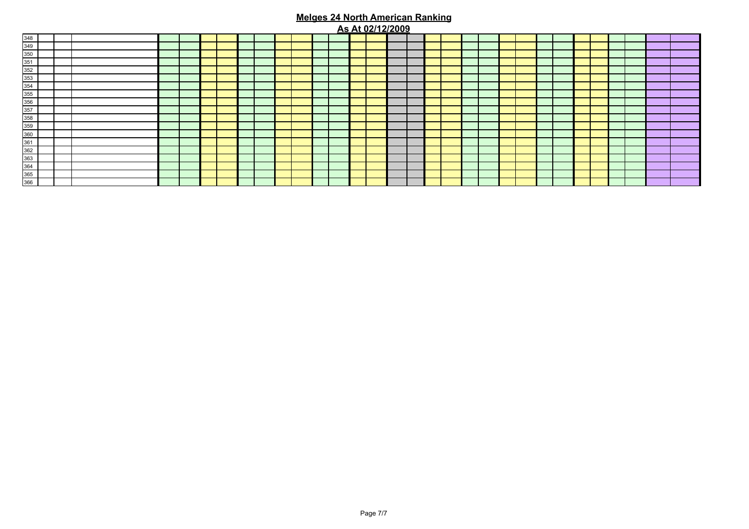| | | | | | | | | | | | | | | | | | | | | | | | | | | | | | | | |
|---|---|---|---|---|---|---|---|---|---|---|---|---|---|---|---|---|---|---|---|---|---|---|---|---|---|---|---|---|---|---|---|
| 348 | | | | | | | | | | | | | | | | | | | | | | | | | | | | | | | |
| 349 | | | | | | | | | | | | | | | | | | | | | | | | | | | | | | | |
| 350 | | | | | | | | | | | | | | | | | | | | | | | | | | | | | | | |
| 351 | | | | | | | | | | | | | | | | | | | | | | | | | | | | | | | |
| 352 | | | | | | | | | | | | | | | | | | | | | | | | | | | | | | | |
| 353 | | | | | | | | | | | | | | | | | | | | | | | | | | | | | | | |
| 354 | | | | | | | | | | | | | | | | | | | | | | | | | | | | | | | |
| 355 | | | | | | | | | | | | | | | | | | | | | | | | | | | | | | | |
| 356 | | | | | | | | | | | | | | | | | | | | | | | | | | | | | | | |
| 357 | | | | | | | | | | | | | | | | | | | | | | | | | | | | | | | |
| 358 | | | | | | | | | | | | | | | | | | | | | | | | | | | | | | | |
| 359 | | | | | | | | | | | | | | | | | | | | | | | | | | | | | | | |
| 360 | | | | | | | | | | | | | | | | | | | | | | | | | | | | | | | |
| 361 | | | | | | | | | | | | | | | | | | | | | | | | | | | | | | | |
| 362 | | | | | | | | | | | | | | | | | | | | | | | | | | | | | | | |
| 363 | | | | | | | | | | | | | | | | | | | | | | | | | | | | | | | |
| 364 | | | | | | | | | | | | | | | | | | | | | | | | | | | | | | | |
| 365 | | | | | | | | | | | | | | | | | | | | | | | | | | | | | | | |
| 366 | | | | | | | | | | | | | | | | | | | | | | | | | | | | | | | |